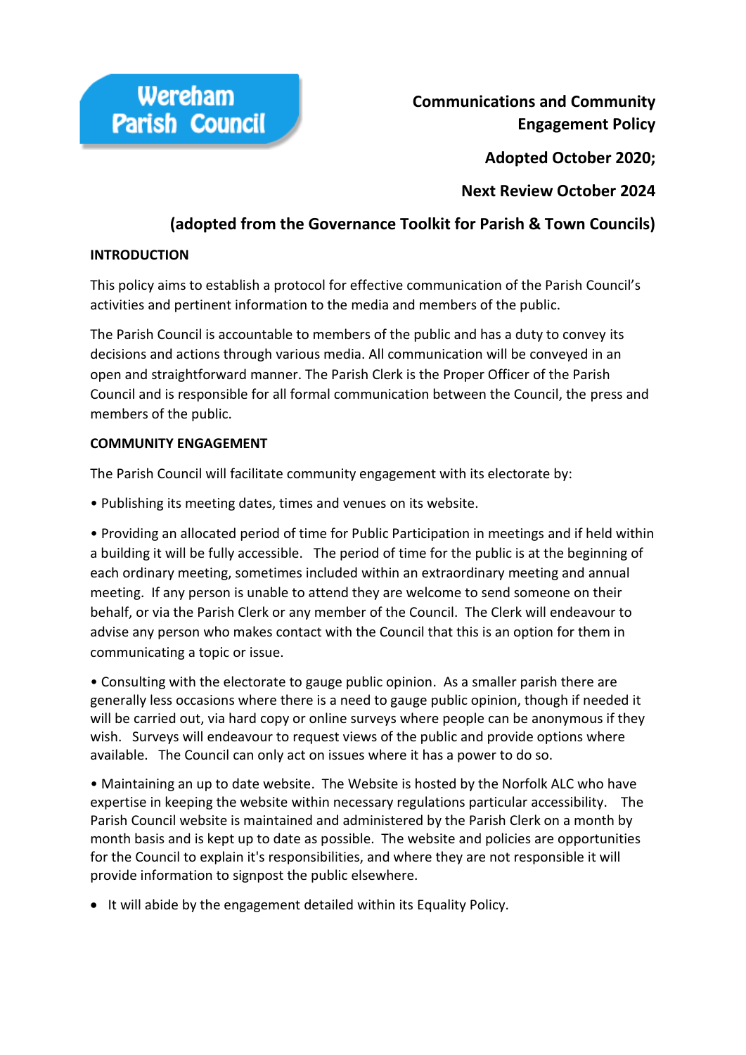Wereham Parish Council

**Communications and Community Engagement Policy**

**Adopted October 2020;**

**Next Review October 2024**

**(adopted from the Governance Toolkit for Parish & Town Councils)**

**INTRODUCTION**

This policy aims to establish a protocol for effective communication of the Parish Council's activities and pertinent information to the media and members of the public.

The Parish Council is accountable to members of the public and has a duty to convey its decisions and actions through various media. All communication will be conveyed in an open and straightforward manner. The Parish Clerk is the Proper Officer of the Parish Council and is responsible for all formal communication between the Council, the press and members of the public.

**COMMUNITY ENGAGEMENT**

The Parish Council will facilitate community engagement with its electorate by:

- Publishing its meeting dates, times and venues on its website.
- Providing an allocated period of time for Public Participation in meetings and if held within a building it will be fully accessible. The period of time for the public is at the beginning of each ordinary meeting, sometimes included within an extraordinary meeting and annual meeting. If any person is unable to attend they are welcome to send someone on their behalf, or via the Parish Clerk or any member of the Council. The Clerk will endeavour to advise any person who makes contact with the Council that this is an option for them in communicating a topic or issue.
- Consulting with the electorate to gauge public opinion. As a smaller parish there are generally less occasions where there is a need to gauge public opinion, though if needed it will be carried out, via hard copy or online surveys where people can be anonymous if they wish. Surveys will endeavour to request views of the public and provide options where available. The Council can only act on issues where it has a power to do so.
- Maintaining an up to date website. The Website is hosted by the Norfolk ALC who have expertise in keeping the website within necessary regulations particular accessibility. The Parish Council website is maintained and administered by the Parish Clerk on a month by month basis and is kept up to date as possible. The website and policies are opportunities for the Council to explain it's responsibilities, and where they are not responsible it will provide information to signpost the public elsewhere.
- It will abide by the engagement detailed within its Equality Policy.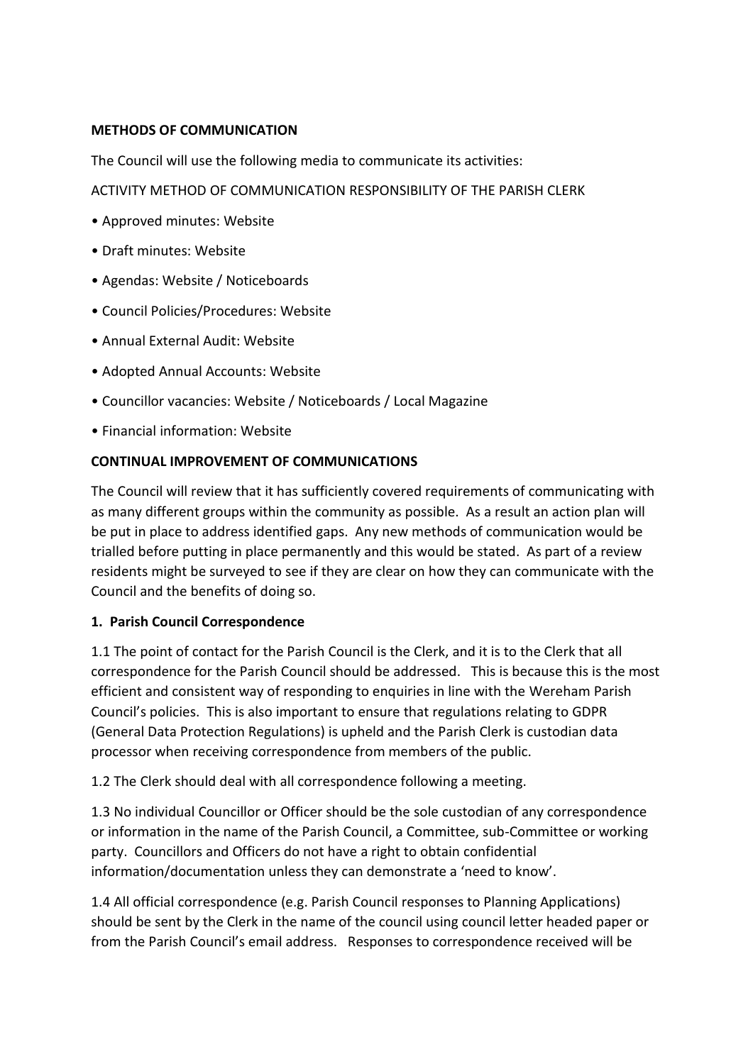**METHODS OF COMMUNICATION**

The Council will use the following media to communicate its activities:

ACTIVITY METHOD OF COMMUNICATION RESPONSIBILITY OF THE PARISH CLERK

- Approved minutes: Website
- Draft minutes: Website
- Agendas: Website / Noticeboards
- Council Policies/Procedures: Website
- Annual External Audit: Website
- Adopted Annual Accounts: Website
- Councillor vacancies: Website / Noticeboards / Local Magazine
- Financial information: Website

**CONTINUAL IMPROVEMENT OF COMMUNICATIONS**

The Council will review that it has sufficiently covered requirements of communicating with as many different groups within the community as possible. As a result an action plan will be put in place to address identified gaps. Any new methods of communication would be trialled before putting in place permanently and this would be stated. As part of a review residents might be surveyed to see if they are clear on how they can communicate with the Council and the benefits of doing so.

**1. Parish Council Correspondence**

1.1 The point of contact for the Parish Council is the Clerk, and it is to the Clerk that all correspondence for the Parish Council should be addressed. This is because this is the most efficient and consistent way of responding to enquiries in line with the Wereham Parish Council's policies. This is also important to ensure that regulations relating to GDPR (General Data Protection Regulations) is upheld and the Parish Clerk is custodian data processor when receiving correspondence from members of the public.

1.2 The Clerk should deal with all correspondence following a meeting.

1.3 No individual Councillor or Officer should be the sole custodian of any correspondence or information in the name of the Parish Council, a Committee, sub-Committee or working party. Councillors and Officers do not have a right to obtain confidential information/documentation unless they can demonstrate a 'need to know'.

1.4 All official correspondence (e.g. Parish Council responses to Planning Applications) should be sent by the Clerk in the name of the council using council letter headed paper or from the Parish Council's email address. Responses to correspondence received will be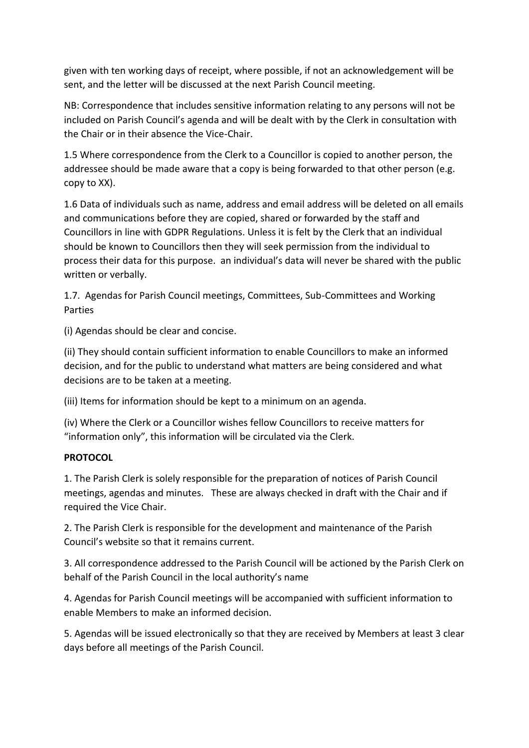given with ten working days of receipt, where possible, if not an acknowledgement will be sent, and the letter will be discussed at the next Parish Council meeting.

NB: Correspondence that includes sensitive information relating to any persons will not be included on Parish Council's agenda and will be dealt with by the Clerk in consultation with the Chair or in their absence the Vice-Chair.

1.5 Where correspondence from the Clerk to a Councillor is copied to another person, the addressee should be made aware that a copy is being forwarded to that other person (e.g. copy to XX).

1.6 Data of individuals such as name, address and email address will be deleted on all emails and communications before they are copied, shared or forwarded by the staff and Councillors in line with GDPR Regulations. Unless it is felt by the Clerk that an individual should be known to Councillors then they will seek permission from the individual to process their data for this purpose. an individual's data will never be shared with the public written or verbally.

1.7. Agendas for Parish Council meetings, Committees, Sub-Committees and Working Parties

(i) Agendas should be clear and concise.

(ii) They should contain sufficient information to enable Councillors to make an informed decision, and for the public to understand what matters are being considered and what decisions are to be taken at a meeting.

(iii) Items for information should be kept to a minimum on an agenda.

(iv) Where the Clerk or a Councillor wishes fellow Councillors to receive matters for "information only", this information will be circulated via the Clerk.

**PROTOCOL**

1. The Parish Clerk is solely responsible for the preparation of notices of Parish Council meetings, agendas and minutes. These are always checked in draft with the Chair and if required the Vice Chair.

2. The Parish Clerk is responsible for the development and maintenance of the Parish Council's website so that it remains current.

3. All correspondence addressed to the Parish Council will be actioned by the Parish Clerk on behalf of the Parish Council in the local authority's name

4. Agendas for Parish Council meetings will be accompanied with sufficient information to enable Members to make an informed decision.

5. Agendas will be issued electronically so that they are received by Members at least 3 clear days before all meetings of the Parish Council.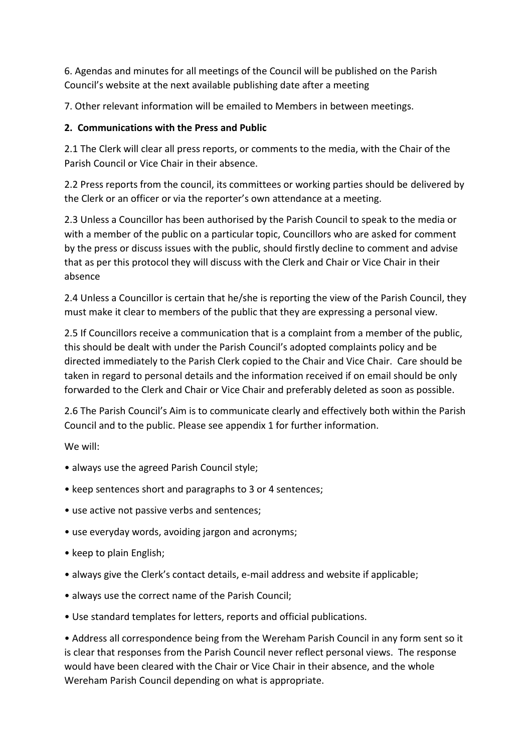6. Agendas and minutes for all meetings of the Council will be published on the Parish Council's website at the next available publishing date after a meeting

7. Other relevant information will be emailed to Members in between meetings.

## 2. Communications with the Press and Public

2.1 The Clerk will clear all press reports, or comments to the media, with the Chair of the Parish Council or Vice Chair in their absence.

2.2 Press reports from the council, its committees or working parties should be delivered by the Clerk or an officer or via the reporter's own attendance at a meeting.

2.3 Unless a Councillor has been authorised by the Parish Council to speak to the media or with a member of the public on a particular topic, Councillors who are asked for comment by the press or discuss issues with the public, should firstly decline to comment and advise that as per this protocol they will discuss with the Clerk and Chair or Vice Chair in their absence

2.4 Unless a Councillor is certain that he/she is reporting the view of the Parish Council, they must make it clear to members of the public that they are expressing a personal view.

2.5 If Councillors receive a communication that is a complaint from a member of the public, this should be dealt with under the Parish Council's adopted complaints policy and be directed immediately to the Parish Clerk copied to the Chair and Vice Chair. Care should be taken in regard to personal details and the information received if on email should be only forwarded to the Clerk and Chair or Vice Chair and preferably deleted as soon as possible.

2.6 The Parish Council's Aim is to communicate clearly and effectively both within the Parish Council and to the public. Please see appendix 1 for further information.

We will:

- always use the agreed Parish Council style;
- keep sentences short and paragraphs to 3 or 4 sentences;
- use active not passive verbs and sentences;
- use everyday words, avoiding jargon and acronyms;
- keep to plain English;
- always give the Clerk's contact details, e-mail address and website if applicable;
- always use the correct name of the Parish Council;
- Use standard templates for letters, reports and official publications.
- Address all correspondence being from the Wereham Parish Council in any form sent so it is clear that responses from the Parish Council never reflect personal views. The response would have been cleared with the Chair or Vice Chair in their absence, and the whole Wereham Parish Council depending on what is appropriate.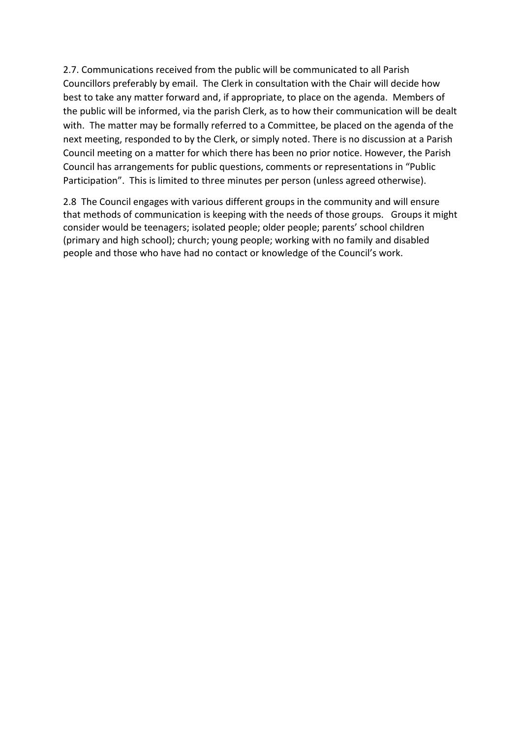2.7. Communications received from the public will be communicated to all Parish Councillors preferably by email. The Clerk in consultation with the Chair will decide how best to take any matter forward and, if appropriate, to place on the agenda. Members of the public will be informed, via the parish Clerk, as to how their communication will be dealt with. The matter may be formally referred to a Committee, be placed on the agenda of the next meeting, responded to by the Clerk, or simply noted. There is no discussion at a Parish Council meeting on a matter for which there has been no prior notice. However, the Parish Council has arrangements for public questions, comments or representations in "Public Participation". This is limited to three minutes per person (unless agreed otherwise).

2.8 The Council engages with various different groups in the community and will ensure that methods of communication is keeping with the needs of those groups. Groups it might consider would be teenagers; isolated people; older people; parents' school children (primary and high school); church; young people; working with no family and disabled people and those who have had no contact or knowledge of the Council's work.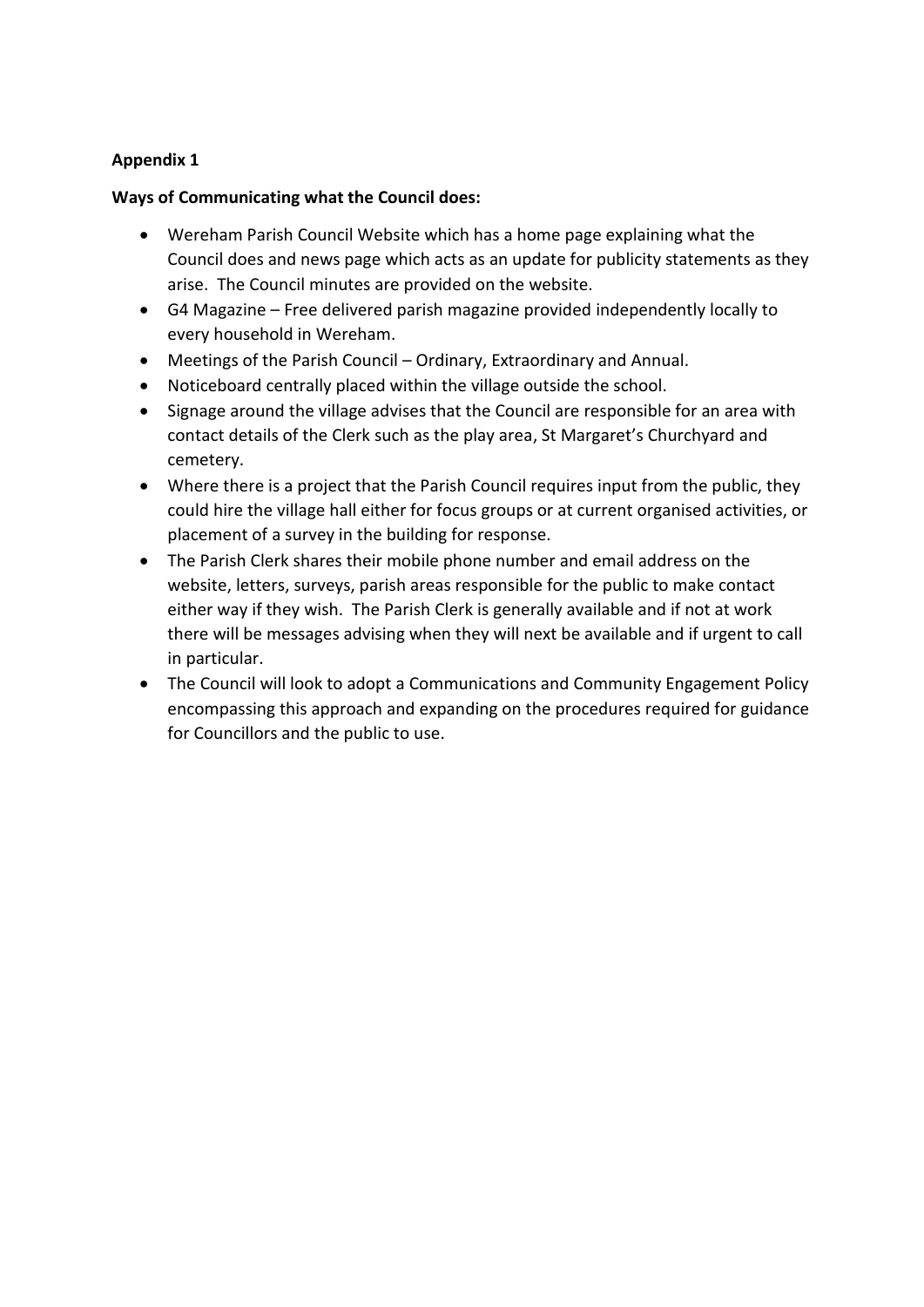**Appendix 1**

**Ways of Communicating what the Council does:**

- Wereham Parish Council Website which has a home page explaining what the Council does and news page which acts as an update for publicity statements as they arise. The Council minutes are provided on the website.
- G4 Magazine – Free delivered parish magazine provided independently locally to every household in Wereham.
- Meetings of the Parish Council – Ordinary, Extraordinary and Annual.
- Noticeboard centrally placed within the village outside the school.
- Signage around the village advises that the Council are responsible for an area with contact details of the Clerk such as the play area, St Margaret's Churchyard and cemetery.
- Where there is a project that the Parish Council requires input from the public, they could hire the village hall either for focus groups or at current organised activities, or placement of a survey in the building for response.
- The Parish Clerk shares their mobile phone number and email address on the website, letters, surveys, parish areas responsible for the public to make contact either way if they wish. The Parish Clerk is generally available and if not at work there will be messages advising when they will next be available and if urgent to call in particular.
- The Council will look to adopt a Communications and Community Engagement Policy encompassing this approach and expanding on the procedures required for guidance for Councillors and the public to use.